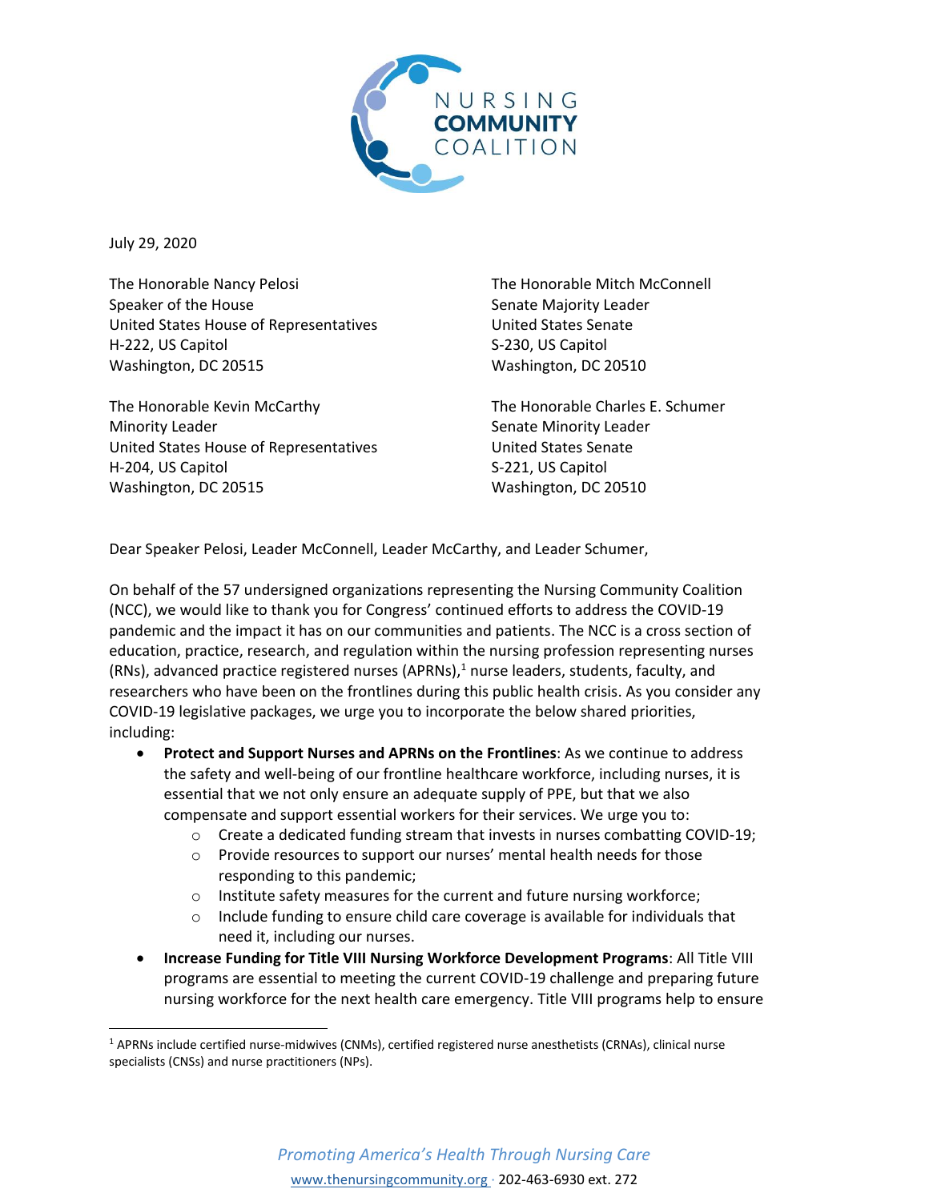NURSING COMMUNITY COALITION

July 29, 2020

The Honorable Nancy Pelosi
Speaker of the House
United States House of Representatives
H-222, US Capitol
Washington, DC 20515

The Honorable Mitch McConnell
Senate Majority Leader
United States Senate
S-230, US Capitol
Washington, DC 20510

The Honorable Kevin McCarthy
Minority Leader
United States House of Representatives
H-204, US Capitol
Washington, DC 20515

The Honorable Charles E. Schumer
Senate Minority Leader
United States Senate
S-221, US Capitol
Washington, DC 20510

Dear Speaker Pelosi, Leader McConnell, Leader McCarthy, and Leader Schumer,

On behalf of the 57 undersigned organizations representing the Nursing Community Coalition (NCC), we would like to thank you for Congress' continued efforts to address the COVID-19 pandemic and the impact it has on our communities and patients. The NCC is a cross section of education, practice, research, and regulation within the nursing profession representing nurses (RNs), advanced practice registered nurses (APRNs),[1] nurse leaders, students, faculty, and researchers who have been on the frontlines during this public health crisis. As you consider any COVID-19 legislative packages, we urge you to incorporate the below shared priorities, including:

- **Protect and Support Nurses and APRNs on the Frontlines**: As we continue to address the safety and well-being of our frontline healthcare workforce, including nurses, it is essential that we not only ensure an adequate supply of PPE, but that we also compensate and support essential workers for their services. We urge you to:
    - Create a dedicated funding stream that invests in nurses combatting COVID-19;
    - Provide resources to support our nurses' mental health needs for those responding to this pandemic;
    - Institute safety measures for the current and future nursing workforce;
    - Include funding to ensure child care coverage is available for individuals that need it, including our nurses.
- **Increase Funding for Title VIII Nursing Workforce Development Programs**: All Title VIII programs are essential to meeting the current COVID-19 challenge and preparing future nursing workforce for the next health care emergency. Title VIII programs help to ensure

[1] APRNs include certified nurse-midwives (CNMs), certified registered nurse anesthetists (CRNAs), clinical nurse specialists (CNSs) and nurse practitioners (NPs).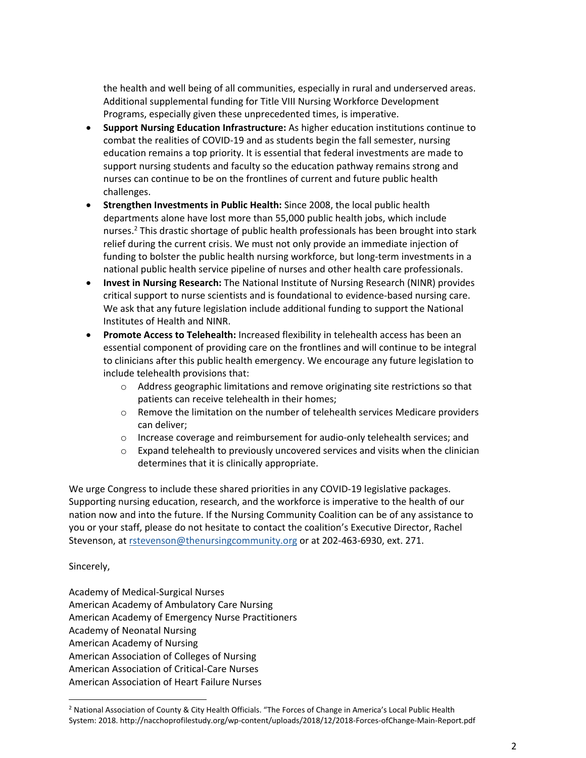the health and well being of all communities, especially in rural and underserved areas. Additional supplemental funding for Title VIII Nursing Workforce Development Programs, especially given these unprecedented times, is imperative.

- **Support Nursing Education Infrastructure:** As higher education institutions continue to combat the realities of COVID-19 and as students begin the fall semester, nursing education remains a top priority. It is essential that federal investments are made to support nursing students and faculty so the education pathway remains strong and nurses can continue to be on the frontlines of current and future public health challenges.
- **Strengthen Investments in Public Health:** Since 2008, the local public health departments alone have lost more than 55,000 public health jobs, which include nurses.[2] This drastic shortage of public health professionals has been brought into stark relief during the current crisis. We must not only provide an immediate injection of funding to bolster the public health nursing workforce, but long-term investments in a national public health service pipeline of nurses and other health care professionals.
- **Invest in Nursing Research:** The National Institute of Nursing Research (NINR) provides critical support to nurse scientists and is foundational to evidence-based nursing care. We ask that any future legislation include additional funding to support the National Institutes of Health and NINR.
- **Promote Access to Telehealth:** Increased flexibility in telehealth access has been an essential component of providing care on the frontlines and will continue to be integral to clinicians after this public health emergency. We encourage any future legislation to include telehealth provisions that:
  - Address geographic limitations and remove originating site restrictions so that patients can receive telehealth in their homes;
  - Remove the limitation on the number of telehealth services Medicare providers can deliver;
  - Increase coverage and reimbursement for audio-only telehealth services; and
  - Expand telehealth to previously uncovered services and visits when the clinician determines that it is clinically appropriate.

We urge Congress to include these shared priorities in any COVID-19 legislative packages. Supporting nursing education, research, and the workforce is imperative to the health of our nation now and into the future. If the Nursing Community Coalition can be of any assistance to you or your staff, please do not hesitate to contact the coalition's Executive Director, Rachel Stevenson, at rstevenson@thenursingcommunity.org or at 202-463-6930, ext. 271.

Sincerely,

Academy of Medical-Surgical Nurses
American Academy of Ambulatory Care Nursing
American Academy of Emergency Nurse Practitioners
Academy of Neonatal Nursing
American Academy of Nursing
American Association of Colleges of Nursing
American Association of Critical-Care Nurses
American Association of Heart Failure Nurses

---

[2] National Association of County & City Health Officials. "The Forces of Change in America's Local Public Health System: 2018. http://nacchoprofilestudy.org/wp-content/uploads/2018/12/2018-Forces-ofChange-Main-Report.pdf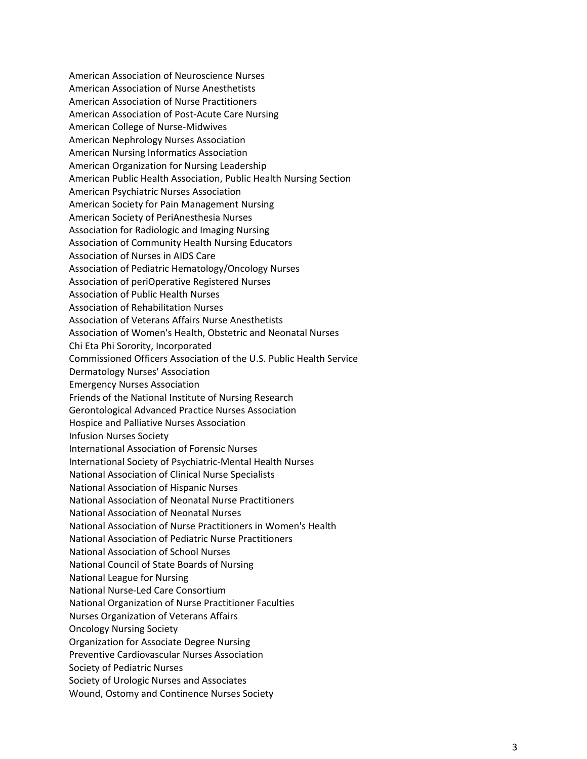American Association of Neuroscience Nurses
American Association of Nurse Anesthetists
American Association of Nurse Practitioners
American Association of Post-Acute Care Nursing
American College of Nurse-Midwives
American Nephrology Nurses Association
American Nursing Informatics Association
American Organization for Nursing Leadership
American Public Health Association, Public Health Nursing Section
American Psychiatric Nurses Association
American Society for Pain Management Nursing
American Society of PeriAnesthesia Nurses
Association for Radiologic and Imaging Nursing
Association of Community Health Nursing Educators
Association of Nurses in AIDS Care
Association of Pediatric Hematology/Oncology Nurses
Association of periOperative Registered Nurses
Association of Public Health Nurses
Association of Rehabilitation Nurses
Association of Veterans Affairs Nurse Anesthetists
Association of Women's Health, Obstetric and Neonatal Nurses
Chi Eta Phi Sorority, Incorporated
Commissioned Officers Association of the U.S. Public Health Service
Dermatology Nurses' Association
Emergency Nurses Association
Friends of the National Institute of Nursing Research
Gerontological Advanced Practice Nurses Association
Hospice and Palliative Nurses Association
Infusion Nurses Society
International Association of Forensic Nurses
International Society of Psychiatric-Mental Health Nurses
National Association of Clinical Nurse Specialists
National Association of Hispanic Nurses
National Association of Neonatal Nurse Practitioners
National Association of Neonatal Nurses
National Association of Nurse Practitioners in Women's Health
National Association of Pediatric Nurse Practitioners
National Association of School Nurses
National Council of State Boards of Nursing
National League for Nursing
National Nurse-Led Care Consortium
National Organization of Nurse Practitioner Faculties
Nurses Organization of Veterans Affairs
Oncology Nursing Society
Organization for Associate Degree Nursing
Preventive Cardiovascular Nurses Association
Society of Pediatric Nurses
Society of Urologic Nurses and Associates
Wound, Ostomy and Continence Nurses Society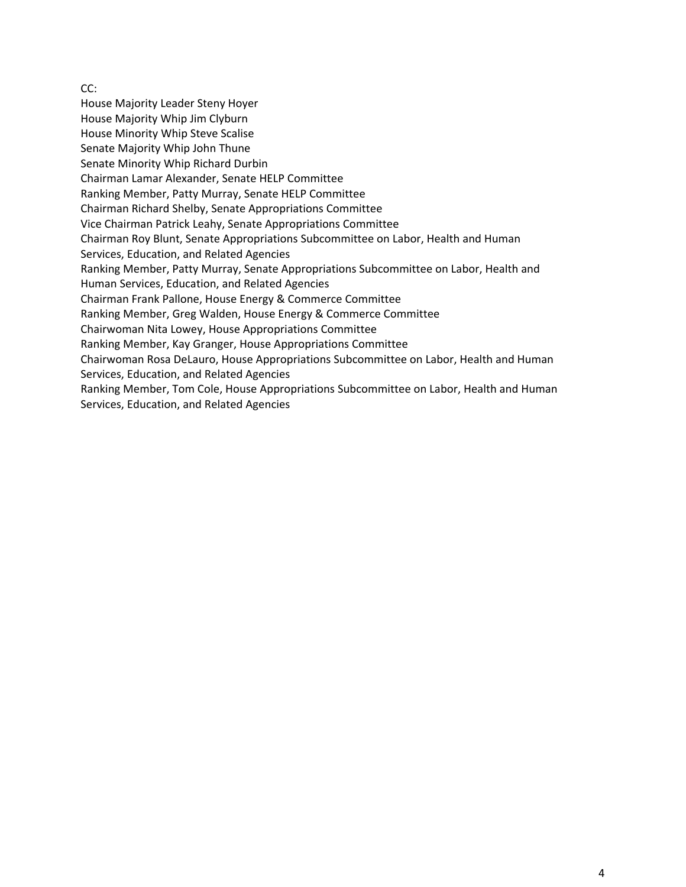CC:

House Majority Leader Steny Hoyer
House Majority Whip Jim Clyburn
House Minority Whip Steve Scalise
Senate Majority Whip John Thune
Senate Minority Whip Richard Durbin
Chairman Lamar Alexander, Senate HELP Committee
Ranking Member, Patty Murray, Senate HELP Committee
Chairman Richard Shelby, Senate Appropriations Committee
Vice Chairman Patrick Leahy, Senate Appropriations Committee
Chairman Roy Blunt, Senate Appropriations Subcommittee on Labor, Health and Human Services, Education, and Related Agencies
Ranking Member, Patty Murray, Senate Appropriations Subcommittee on Labor, Health and Human Services, Education, and Related Agencies
Chairman Frank Pallone, House Energy & Commerce Committee
Ranking Member, Greg Walden, House Energy & Commerce Committee
Chairwoman Nita Lowey, House Appropriations Committee
Ranking Member, Kay Granger, House Appropriations Committee
Chairwoman Rosa DeLauro, House Appropriations Subcommittee on Labor, Health and Human Services, Education, and Related Agencies
Ranking Member, Tom Cole, House Appropriations Subcommittee on Labor, Health and Human Services, Education, and Related Agencies